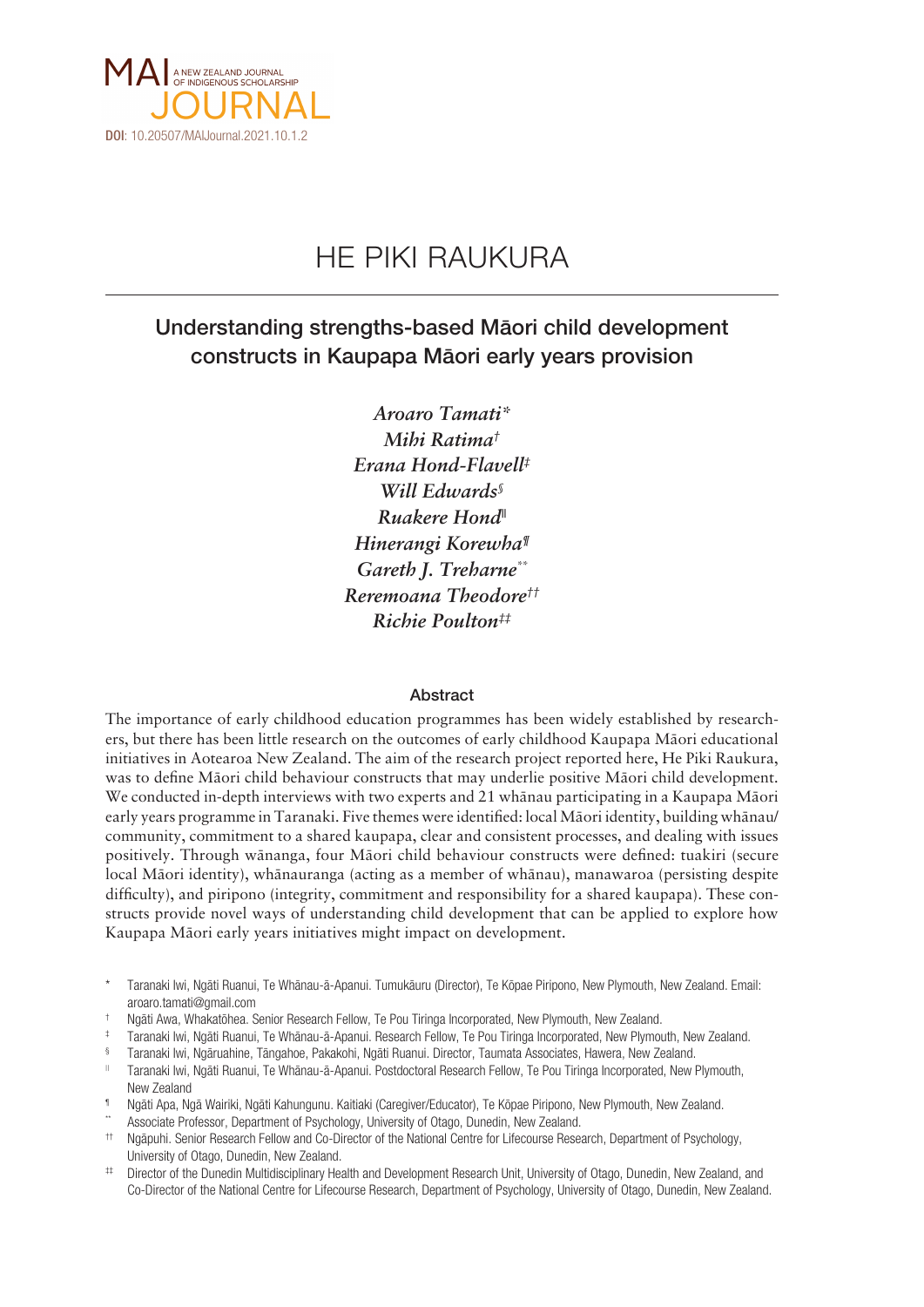MAI A NEW ZEALAND JOURNAL OF INDIGENOUS SCHOLARSHIP JOURNAL

**DOI**: 10.20507/MAIJournal.2021.10.1.2

# HE PIKI RAUKURA

## Understanding strengths-based Māori child development constructs in Kaupapa Māori early years provision

*Aroaro Tamati*[*]
*Mihi Ratima*[†]
*Erana Hond-Flavell*[‡]
*Will Edwards*[§]
*Ruakere Hond*[‖]
*Hinerangi Korewha*[¶]
*Gareth J. Treharne*[**]
*Reremoana Theodore*[††]
*Richie Poulton*[‡‡]

### Abstract

The importance of early childhood education programmes has been widely established by researchers, but there has been little research on the outcomes of early childhood Kaupapa Māori educational initiatives in Aotearoa New Zealand. The aim of the research project reported here, He Piki Raukura, was to define Māori child behaviour constructs that may underlie positive Māori child development. We conducted in-depth interviews with two experts and 21 whānau participating in a Kaupapa Māori early years programme in Taranaki. Five themes were identified: local Māori identity, building whānau/community, commitment to a shared kaupapa, clear and consistent processes, and dealing with issues positively. Through wānanga, four Māori child behaviour constructs were defined: tuakiri (secure local Māori identity), whānauranga (acting as a member of whānau), manawaroa (persisting despite difficulty), and piripono (integrity, commitment and responsibility for a shared kaupapa). These constructs provide novel ways of understanding child development that can be applied to explore how Kaupapa Māori early years initiatives might impact on development.

[*] Taranaki Iwi, Ngāti Ruanui, Te Whānau-ā-Apanui. Tumukāuru (Director), Te Kōpae Piripono, New Plymouth, New Zealand. Email: aroaro.tamati@gmail.com

[†] Ngāti Awa, Whakatōhea. Senior Research Fellow, Te Pou Tiringa Incorporated, New Plymouth, New Zealand.

[‡] Taranaki Iwi, Ngāti Ruanui, Te Whānau-ā-Apanui. Research Fellow, Te Pou Tiringa Incorporated, New Plymouth, New Zealand.

[§] Taranaki Iwi, Ngāruahine, Tāngahoe, Pakakohi, Ngāti Ruanui. Director, Taumata Associates, Hawera, New Zealand.

[‖] Taranaki Iwi, Ngāti Ruanui, Te Whānau-ā-Apanui. Postdoctoral Research Fellow, Te Pou Tiringa Incorporated, New Plymouth, New Zealand

[¶] Ngāti Apa, Ngā Wairiki, Ngāti Kahungunu. Kaitiaki (Caregiver/Educator), Te Kōpae Piripono, New Plymouth, New Zealand.

[**] Associate Professor, Department of Psychology, University of Otago, Dunedin, New Zealand.

[††] Ngāpuhi. Senior Research Fellow and Co-Director of the National Centre for Lifecourse Research, Department of Psychology, University of Otago, Dunedin, New Zealand.

[‡‡] Director of the Dunedin Multidisciplinary Health and Development Research Unit, University of Otago, Dunedin, New Zealand, and Co-Director of the National Centre for Lifecourse Research, Department of Psychology, University of Otago, Dunedin, New Zealand.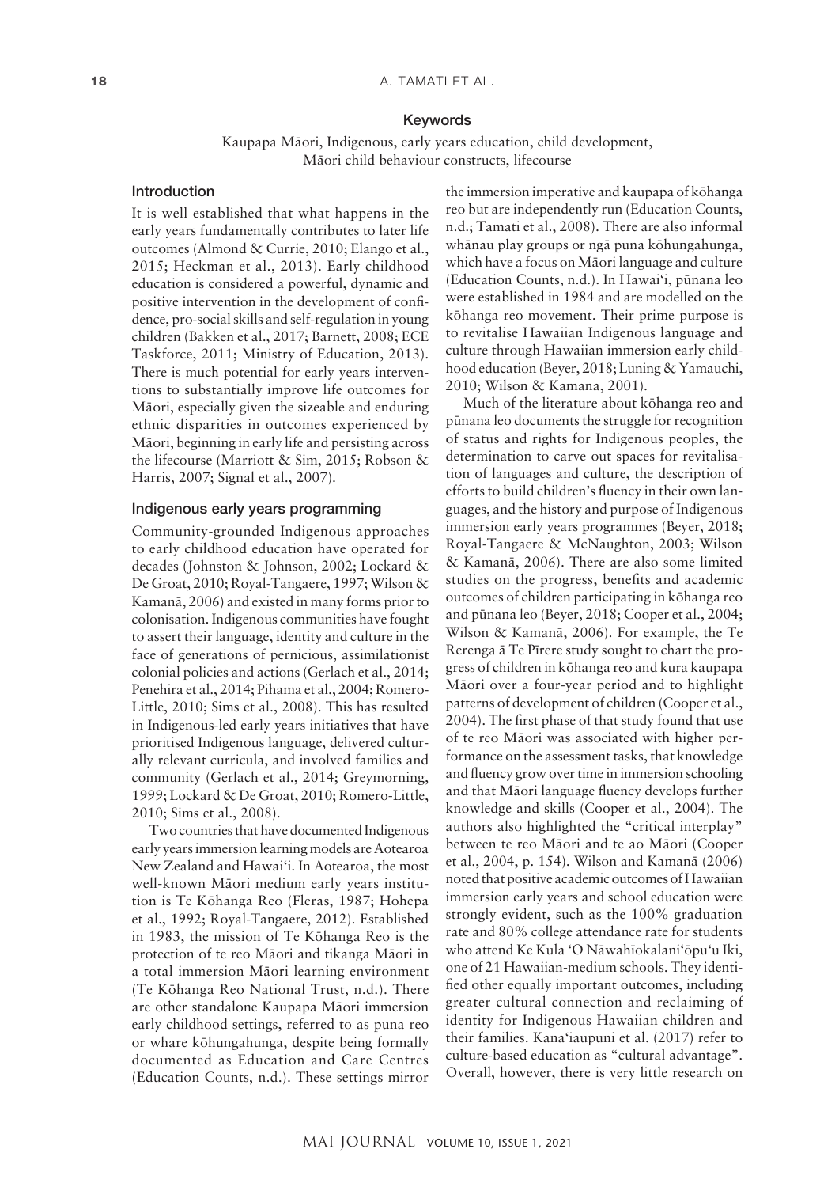## Keywords

Kaupapa Māori, Indigenous, early years education, child development, Māori child behaviour constructs, lifecourse

## Introduction

It is well established that what happens in the early years fundamentally contributes to later life outcomes (Almond & Currie, 2010; Elango et al., 2015; Heckman et al., 2013). Early childhood education is considered a powerful, dynamic and positive intervention in the development of confidence, pro-social skills and self-regulation in young children (Bakken et al., 2017; Barnett, 2008; ECE Taskforce, 2011; Ministry of Education, 2013). There is much potential for early years interventions to substantially improve life outcomes for Māori, especially given the sizeable and enduring ethnic disparities in outcomes experienced by Māori, beginning in early life and persisting across the lifecourse (Marriott & Sim, 2015; Robson & Harris, 2007; Signal et al., 2007).

## Indigenous early years programming

Community-grounded Indigenous approaches to early childhood education have operated for decades (Johnston & Johnson, 2002; Lockard & De Groat, 2010; Royal-Tangaere, 1997; Wilson & Kamanā, 2006) and existed in many forms prior to colonisation. Indigenous communities have fought to assert their language, identity and culture in the face of generations of pernicious, assimilationist colonial policies and actions (Gerlach et al., 2014; Penehira et al., 2014; Pihama et al., 2004; Romero-Little, 2010; Sims et al., 2008). This has resulted in Indigenous-led early years initiatives that have prioritised Indigenous language, delivered culturally relevant curricula, and involved families and community (Gerlach et al., 2014; Greymorning, 1999; Lockard & De Groat, 2010; Romero-Little, 2010; Sims et al., 2008).

Two countries that have documented Indigenous early years immersion learning models are Aotearoa New Zealand and Hawai'i. In Aotearoa, the most well-known Māori medium early years institution is Te Kōhanga Reo (Fleras, 1987; Hohepa et al., 1992; Royal-Tangaere, 2012). Established in 1983, the mission of Te Kōhanga Reo is the protection of te reo Māori and tikanga Māori in a total immersion Māori learning environment (Te Kōhanga Reo National Trust, n.d.). There are other standalone Kaupapa Māori immersion early childhood settings, referred to as puna reo or whare kōhungahunga, despite being formally documented as Education and Care Centres (Education Counts, n.d.). These settings mirror the immersion imperative and kaupapa of kōhanga reo but are independently run (Education Counts, n.d.; Tamati et al., 2008). There are also informal whānau play groups or ngā puna kōhungahunga, which have a focus on Māori language and culture (Education Counts, n.d.). In Hawai'i, pūnana leo were established in 1984 and are modelled on the kōhanga reo movement. Their prime purpose is to revitalise Hawaiian Indigenous language and culture through Hawaiian immersion early childhood education (Beyer, 2018; Luning & Yamauchi, 2010; Wilson & Kamana, 2001).

Much of the literature about kōhanga reo and pūnana leo documents the struggle for recognition of status and rights for Indigenous peoples, the determination to carve out spaces for revitalisation of languages and culture, the description of efforts to build children's fluency in their own languages, and the history and purpose of Indigenous immersion early years programmes (Beyer, 2018; Royal-Tangaere & McNaughton, 2003; Wilson & Kamanā, 2006). There are also some limited studies on the progress, benefits and academic outcomes of children participating in kōhanga reo and pūnana leo (Beyer, 2018; Cooper et al., 2004; Wilson & Kamanā, 2006). For example, the Te Rerenga ā Te Pīrere study sought to chart the progress of children in kōhanga reo and kura kaupapa Māori over a four-year period and to highlight patterns of development of children (Cooper et al., 2004). The first phase of that study found that use of te reo Māori was associated with higher performance on the assessment tasks, that knowledge and fluency grow over time in immersion schooling and that Māori language fluency develops further knowledge and skills (Cooper et al., 2004). The authors also highlighted the "critical interplay" between te reo Māori and te ao Māori (Cooper et al., 2004, p. 154). Wilson and Kamanā (2006) noted that positive academic outcomes of Hawaiian immersion early years and school education were strongly evident, such as the 100% graduation rate and 80% college attendance rate for students who attend Ke Kula 'O Nāwahīokalani'ōpu'u Iki, one of 21 Hawaiian-medium schools. They identified other equally important outcomes, including greater cultural connection and reclaiming of identity for Indigenous Hawaiian children and their families. Kana'iaupuni et al. (2017) refer to culture-based education as "cultural advantage". Overall, however, there is very little research on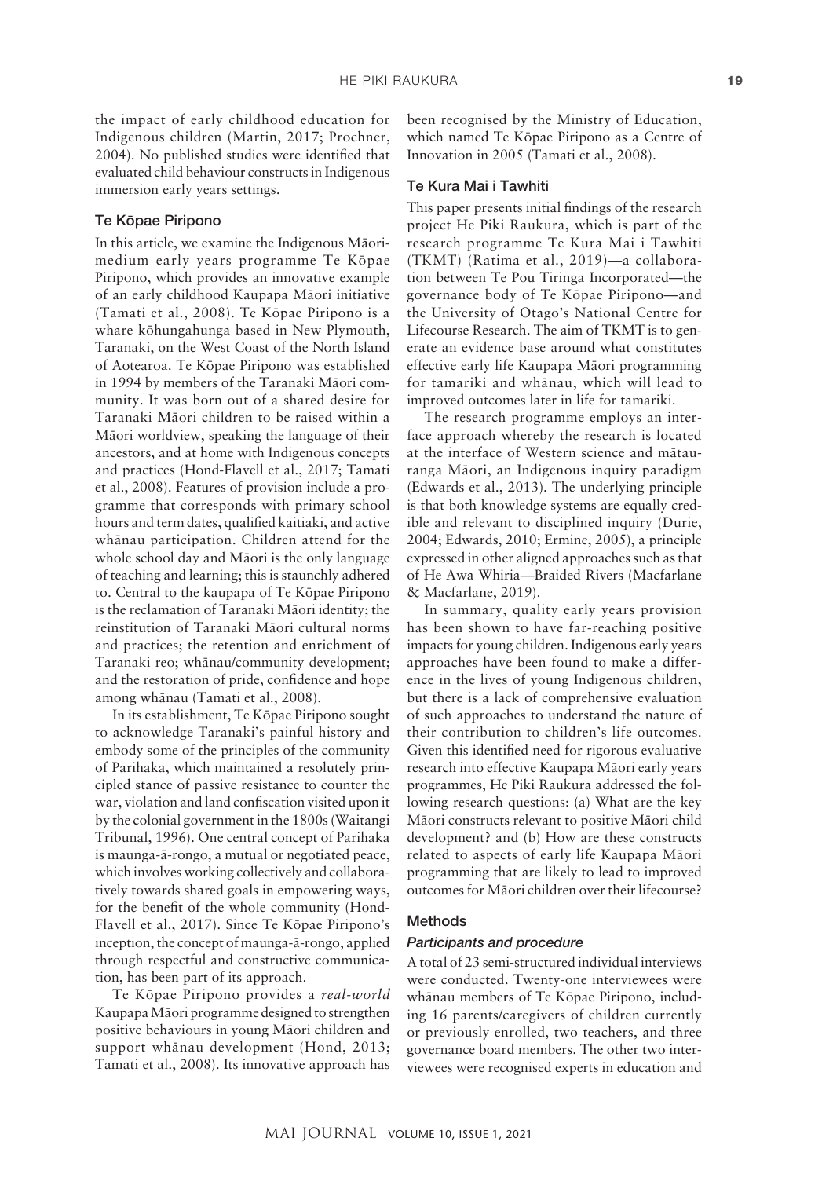the impact of early childhood education for Indigenous children (Martin, 2017; Prochner, 2004). No published studies were identified that evaluated child behaviour constructs in Indigenous immersion early years settings.

### Te Kōpae Piripono

In this article, we examine the Indigenous Māori-medium early years programme Te Kōpae Piripono, which provides an innovative example of an early childhood Kaupapa Māori initiative (Tamati et al., 2008). Te Kōpae Piripono is a whare kōhungahunga based in New Plymouth, Taranaki, on the West Coast of the North Island of Aotearoa. Te Kōpae Piripono was established in 1994 by members of the Taranaki Māori community. It was born out of a shared desire for Taranaki Māori children to be raised within a Māori worldview, speaking the language of their ancestors, and at home with Indigenous concepts and practices (Hond-Flavell et al., 2017; Tamati et al., 2008). Features of provision include a programme that corresponds with primary school hours and term dates, qualified kaitiaki, and active whānau participation. Children attend for the whole school day and Māori is the only language of teaching and learning; this is staunchly adhered to. Central to the kaupapa of Te Kōpae Piripono is the reclamation of Taranaki Māori identity; the reinstitution of Taranaki Māori cultural norms and practices; the retention and enrichment of Taranaki reo; whānau/community development; and the restoration of pride, confidence and hope among whānau (Tamati et al., 2008).

In its establishment, Te Kōpae Piripono sought to acknowledge Taranaki's painful history and embody some of the principles of the community of Parihaka, which maintained a resolutely principled stance of passive resistance to counter the war, violation and land confiscation visited upon it by the colonial government in the 1800s (Waitangi Tribunal, 1996). One central concept of Parihaka is maunga-ā-rongo, a mutual or negotiated peace, which involves working collectively and collaboratively towards shared goals in empowering ways, for the benefit of the whole community (Hond-Flavell et al., 2017). Since Te Kōpae Piripono's inception, the concept of maunga-ā-rongo, applied through respectful and constructive communication, has been part of its approach.

Te Kōpae Piripono provides a *real-world* Kaupapa Māori programme designed to strengthen positive behaviours in young Māori children and support whānau development (Hond, 2013; Tamati et al., 2008). Its innovative approach has been recognised by the Ministry of Education, which named Te Kōpae Piripono as a Centre of Innovation in 2005 (Tamati et al., 2008).

### Te Kura Mai i Tawhiti

This paper presents initial findings of the research project He Piki Raukura, which is part of the research programme Te Kura Mai i Tawhiti (TKMT) (Ratima et al., 2019)—a collaboration between Te Pou Tiringa Incorporated—the governance body of Te Kōpae Piripono—and the University of Otago's National Centre for Lifecourse Research. The aim of TKMT is to generate an evidence base around what constitutes effective early life Kaupapa Māori programming for tamariki and whānau, which will lead to improved outcomes later in life for tamariki.

The research programme employs an interface approach whereby the research is located at the interface of Western science and mātauranga Māori, an Indigenous inquiry paradigm (Edwards et al., 2013). The underlying principle is that both knowledge systems are equally credible and relevant to disciplined inquiry (Durie, 2004; Edwards, 2010; Ermine, 2005), a principle expressed in other aligned approaches such as that of He Awa Whiria—Braided Rivers (Macfarlane & Macfarlane, 2019).

In summary, quality early years provision has been shown to have far-reaching positive impacts for young children. Indigenous early years approaches have been found to make a difference in the lives of young Indigenous children, but there is a lack of comprehensive evaluation of such approaches to understand the nature of their contribution to children's life outcomes. Given this identified need for rigorous evaluative research into effective Kaupapa Māori early years programmes, He Piki Raukura addressed the following research questions: (a) What are the key Māori constructs relevant to positive Māori child development? and (b) How are these constructs related to aspects of early life Kaupapa Māori programming that are likely to lead to improved outcomes for Māori children over their lifecourse?

### Methods

#### *Participants and procedure*

A total of 23 semi-structured individual interviews were conducted. Twenty-one interviewees were whānau members of Te Kōpae Piripono, including 16 parents/caregivers of children currently or previously enrolled, two teachers, and three governance board members. The other two interviewees were recognised experts in education and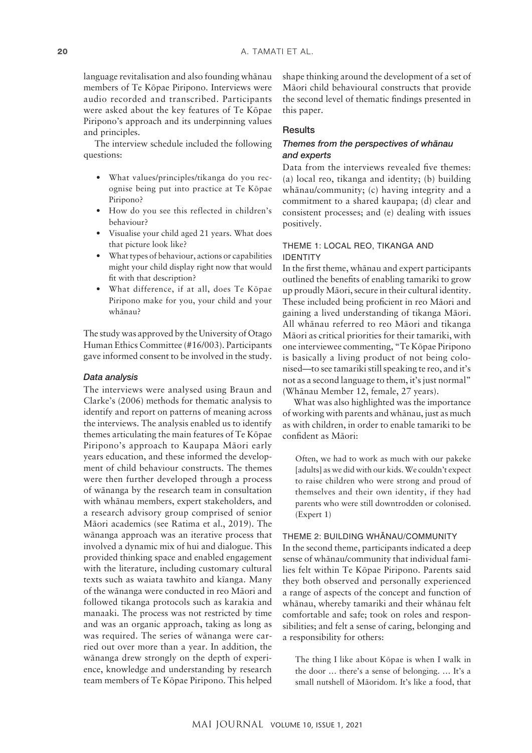language revitalisation and also founding whānau members of Te Kōpae Piripono. Interviews were audio recorded and transcribed. Participants were asked about the key features of Te Kōpae Piripono's approach and its underpinning values and principles.

The interview schedule included the following questions:

- What values/principles/tikanga do you recognise being put into practice at Te Kōpae Piripono?
- How do you see this reflected in children's behaviour?
- Visualise your child aged 21 years. What does that picture look like?
- What types of behaviour, actions or capabilities might your child display right now that would fit with that description?
- What difference, if at all, does Te Kōpae Piripono make for you, your child and your whānau?

The study was approved by the University of Otago Human Ethics Committee (#16/003). Participants gave informed consent to be involved in the study.

### *Data analysis*

The interviews were analysed using Braun and Clarke's (2006) methods for thematic analysis to identify and report on patterns of meaning across the interviews. The analysis enabled us to identify themes articulating the main features of Te Kōpae Piripono's approach to Kaupapa Māori early years education, and these informed the development of child behaviour constructs. The themes were then further developed through a process of wānanga by the research team in consultation with whānau members, expert stakeholders, and a research advisory group comprised of senior Māori academics (see Ratima et al., 2019). The wānanga approach was an iterative process that involved a dynamic mix of hui and dialogue. This provided thinking space and enabled engagement with the literature, including customary cultural texts such as waiata tawhito and kīanga. Many of the wānanga were conducted in reo Māori and followed tikanga protocols such as karakia and manaaki. The process was not restricted by time and was an organic approach, taking as long as was required. The series of wānanga were carried out over more than a year. In addition, the wānanga drew strongly on the depth of experience, knowledge and understanding by research team members of Te Kōpae Piripono. This helped shape thinking around the development of a set of Māori child behavioural constructs that provide the second level of thematic findings presented in this paper.

## Results

### *Themes from the perspectives of whānau and experts*

Data from the interviews revealed five themes: (a) local reo, tikanga and identity; (b) building whānau/community; (c) having integrity and a commitment to a shared kaupapa; (d) clear and consistent processes; and (e) dealing with issues positively.

#### THEME 1: LOCAL REO, TIKANGA AND IDENTITY

In the first theme, whānau and expert participants outlined the benefits of enabling tamariki to grow up proudly Māori, secure in their cultural identity. These included being proficient in reo Māori and gaining a lived understanding of tikanga Māori. All whānau referred to reo Māori and tikanga Māori as critical priorities for their tamariki, with one interviewee commenting, "Te Kōpae Piripono is basically a living product of not being colonised—to see tamariki still speaking te reo, and it's not as a second language to them, it's just normal" (Whānau Member 12, female, 27 years).

What was also highlighted was the importance of working with parents and whānau, just as much as with children, in order to enable tamariki to be confident as Māori:

> Often, we had to work as much with our pakeke [adults] as we did with our kids. We couldn't expect to raise children who were strong and proud of themselves and their own identity, if they had parents who were still downtrodden or colonised. (Expert 1)

#### THEME 2: BUILDING WHĀNAU/COMMUNITY

In the second theme, participants indicated a deep sense of whānau/community that individual families felt within Te Kōpae Piripono. Parents said they both observed and personally experienced a range of aspects of the concept and function of whānau, whereby tamariki and their whānau felt comfortable and safe; took on roles and responsibilities; and felt a sense of caring, belonging and a responsibility for others:

> The thing I like about Kōpae is when I walk in the door … there's a sense of belonging. … It's a small nutshell of Māoridom. It's like a food, that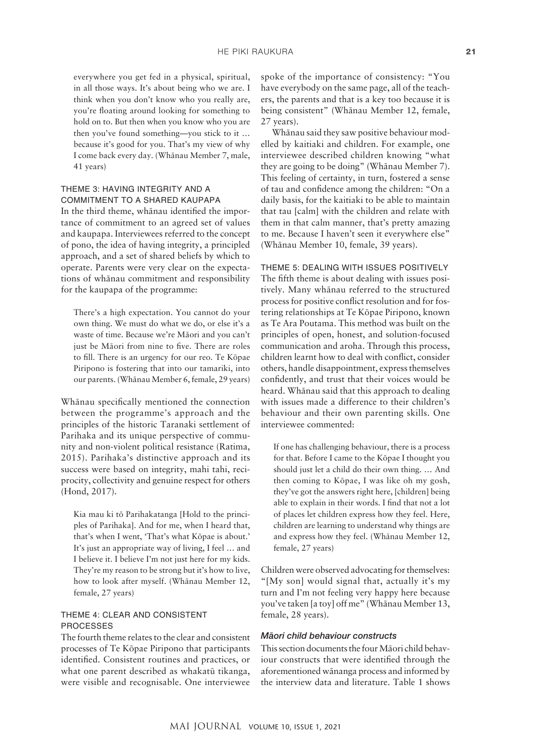> everywhere you get fed in a physical, spiritual, in all those ways. It's about being who we are. I think when you don't know who you really are, you're floating around looking for something to hold on to. But then when you know who you are then you've found something—you stick to it … because it's good for you. That's my view of why I come back every day. (Whānau Member 7, male, 41 years)

### THEME 3: HAVING INTEGRITY AND A COMMITMENT TO A SHARED KAUPAPA

In the third theme, whānau identified the importance of commitment to an agreed set of values and kaupapa. Interviewees referred to the concept of pono, the idea of having integrity, a principled approach, and a set of shared beliefs by which to operate. Parents were very clear on the expectations of whānau commitment and responsibility for the kaupapa of the programme:

> There's a high expectation. You cannot do your own thing. We must do what we do, or else it's a waste of time. Because we're Māori and you can't just be Māori from nine to five. There are roles to fill. There is an urgency for our reo. Te Kōpae Piripono is fostering that into our tamariki, into our parents. (Whānau Member 6, female, 29 years)

Whānau specifically mentioned the connection between the programme's approach and the principles of the historic Taranaki settlement of Parihaka and its unique perspective of community and non-violent political resistance (Ratima, 2015). Parihaka's distinctive approach and its success were based on integrity, mahi tahi, reciprocity, collectivity and genuine respect for others (Hond, 2017).

> Kia mau ki tō Parihakatanga [Hold to the principles of Parihaka]. And for me, when I heard that, that's when I went, 'That's what Kōpae is about.' It's just an appropriate way of living, I feel … and I believe it. I believe I'm not just here for my kids. They're my reason to be strong but it's how to live, how to look after myself. (Whānau Member 12, female, 27 years)

### THEME 4: CLEAR AND CONSISTENT PROCESSES

The fourth theme relates to the clear and consistent processes of Te Kōpae Piripono that participants identified. Consistent routines and practices, or what one parent described as whakatū tikanga, were visible and recognisable. One interviewee spoke of the importance of consistency: "You have everybody on the same page, all of the teachers, the parents and that is a key too because it is being consistent" (Whānau Member 12, female, 27 years).

Whānau said they saw positive behaviour modelled by kaitiaki and children. For example, one interviewee described children knowing "what they are going to be doing" (Whānau Member 7). This feeling of certainty, in turn, fostered a sense of tau and confidence among the children: "On a daily basis, for the kaitiaki to be able to maintain that tau [calm] with the children and relate with them in that calm manner, that's pretty amazing to me. Because I haven't seen it everywhere else" (Whānau Member 10, female, 39 years).

### THEME 5: DEALING WITH ISSUES POSITIVELY

The fifth theme is about dealing with issues positively. Many whānau referred to the structured process for positive conflict resolution and for fostering relationships at Te Kōpae Piripono, known as Te Ara Poutama. This method was built on the principles of open, honest, and solution-focused communication and aroha. Through this process, children learnt how to deal with conflict, consider others, handle disappointment, express themselves confidently, and trust that their voices would be heard. Whānau said that this approach to dealing with issues made a difference to their children's behaviour and their own parenting skills. One interviewee commented:

> If one has challenging behaviour, there is a process for that. Before I came to the Kōpae I thought you should just let a child do their own thing. … And then coming to Kōpae, I was like oh my gosh, they've got the answers right here, [children] being able to explain in their words. I find that not a lot of places let children express how they feel. Here, children are learning to understand why things are and express how they feel. (Whānau Member 12, female, 27 years)

Children were observed advocating for themselves: "[My son] would signal that, actually it's my turn and I'm not feeling very happy here because you've taken [a toy] off me" (Whānau Member 13, female, 28 years).

### *Māori child behaviour constructs*

This section documents the four Māori child behaviour constructs that were identified through the aforementioned wānanga process and informed by the interview data and literature. Table 1 shows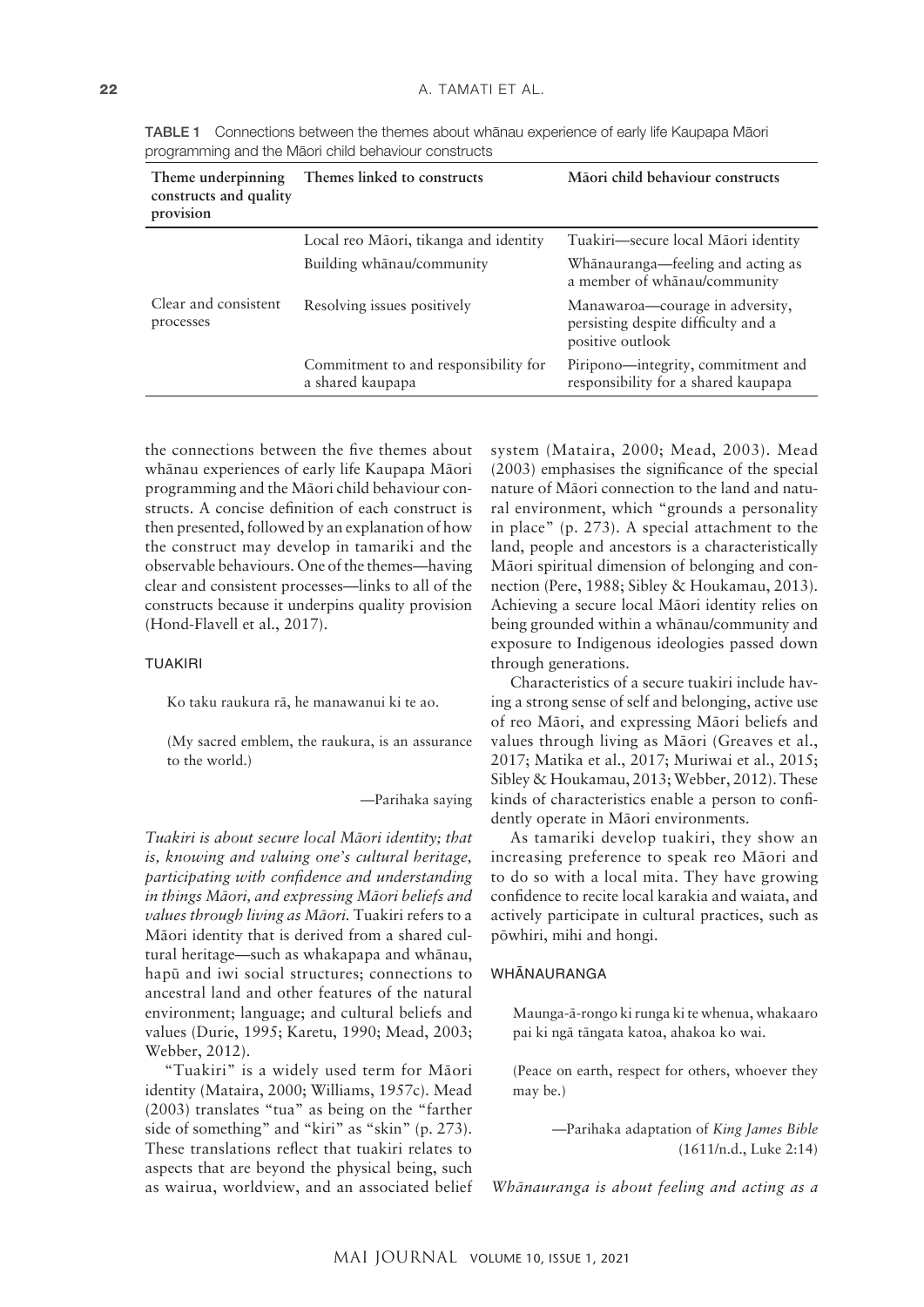TABLE 1 Connections between the themes about whānau experience of early life Kaupapa Māori programming and the Māori child behaviour constructs

| Theme underpinning constructs and quality provision | Themes linked to constructs | Māori child behaviour constructs |
|---|---|---|
| Clear and consistent processes | Local reo Māori, tikanga and identity | Tuakiri—secure local Māori identity |
| | Building whānau/community | Whānauranga—feeling and acting as a member of whānau/community |
| | Resolving issues positively | Manawaroa—courage in adversity, persisting despite difficulty and a positive outlook |
| | Commitment to and responsibility for a shared kaupapa | Piripono—integrity, commitment and responsibility for a shared kaupapa |

the connections between the five themes about whānau experiences of early life Kaupapa Māori programming and the Māori child behaviour constructs. A concise definition of each construct is then presented, followed by an explanation of how the construct may develop in tamariki and the observable behaviours. One of the themes—having clear and consistent processes—links to all of the constructs because it underpins quality provision (Hond-Flavell et al., 2017).

## TUAKIRI

> Ko taku raukura rā, he manawanui ki te ao.
>
> (My sacred emblem, the raukura, is an assurance to the world.)
>
> —Parihaka saying

*Tuakiri is about secure local Māori identity; that is, knowing and valuing one's cultural heritage, participating with confidence and understanding in things Māori, and expressing Māori beliefs and values through living as Māori.* Tuakiri refers to a Māori identity that is derived from a shared cultural heritage—such as whakapapa and whānau, hapū and iwi social structures; connections to ancestral land and other features of the natural environment; language; and cultural beliefs and values (Durie, 1995; Karetu, 1990; Mead, 2003; Webber, 2012).

"Tuakiri" is a widely used term for Māori identity (Mataira, 2000; Williams, 1957c). Mead (2003) translates "tua" as being on the "farther side of something" and "kiri" as "skin" (p. 273). These translations reflect that tuakiri relates to aspects that are beyond the physical being, such as wairua, worldview, and an associated belief system (Mataira, 2000; Mead, 2003). Mead (2003) emphasises the significance of the special nature of Māori connection to the land and natural environment, which "grounds a personality in place" (p. 273). A special attachment to the land, people and ancestors is a characteristically Māori spiritual dimension of belonging and connection (Pere, 1988; Sibley & Houkamau, 2013). Achieving a secure local Māori identity relies on being grounded within a whānau/community and exposure to Indigenous ideologies passed down through generations.

Characteristics of a secure tuakiri include having a strong sense of self and belonging, active use of reo Māori, and expressing Māori beliefs and values through living as Māori (Greaves et al., 2017; Matika et al., 2017; Muriwai et al., 2015; Sibley & Houkamau, 2013; Webber, 2012). These kinds of characteristics enable a person to confidently operate in Māori environments.

As tamariki develop tuakiri, they show an increasing preference to speak reo Māori and to do so with a local mita. They have growing confidence to recite local karakia and waiata, and actively participate in cultural practices, such as pōwhiri, mihi and hongi.

## WHĀNAURANGA

> Maunga-ā-rongo ki runga ki te whenua, whakaaro pai ki ngā tāngata katoa, ahakoa ko wai.
>
> (Peace on earth, respect for others, whoever they may be.)
>
> —Parihaka adaptation of *King James Bible* (1611/n.d., Luke 2:14)

*Whānauranga is about feeling and acting as a*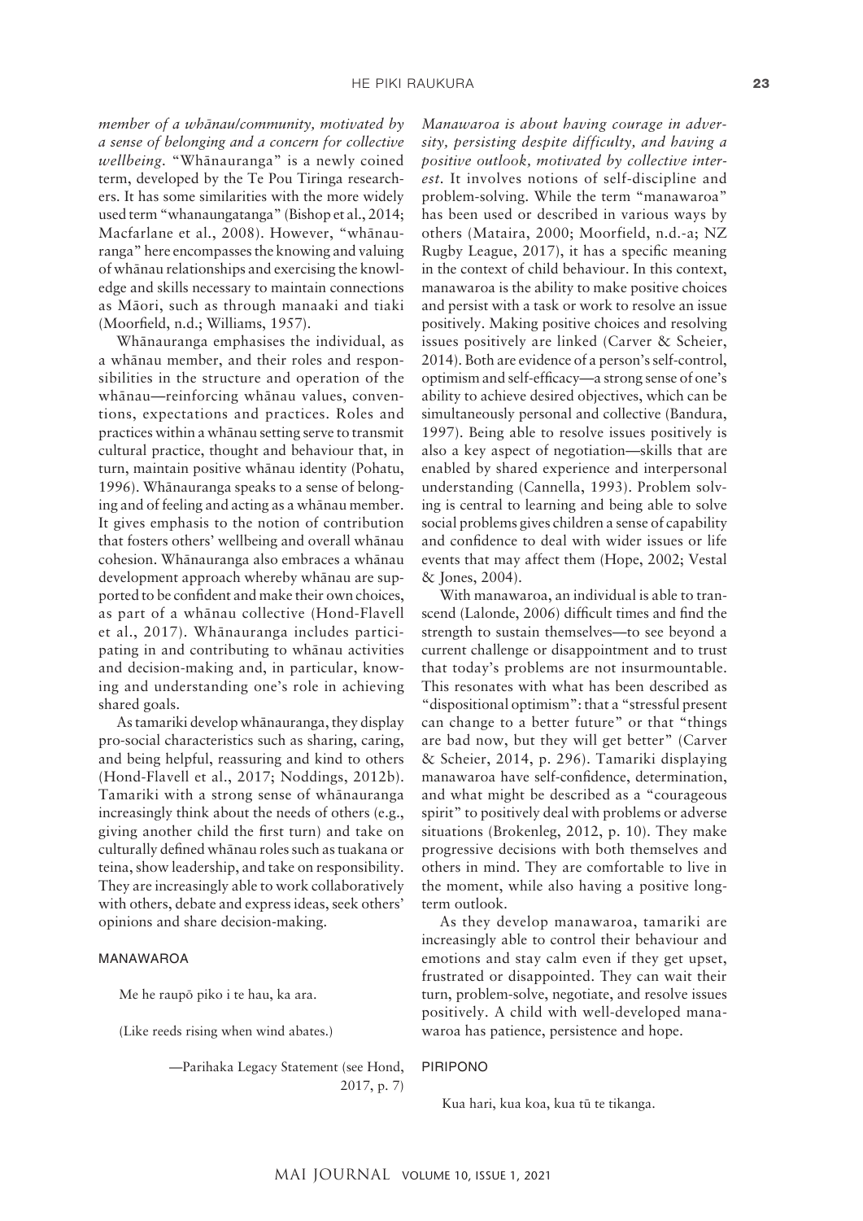*member of a whānau/community, motivated by a sense of belonging and a concern for collective wellbeing.* "Whānauranga" is a newly coined term, developed by the Te Pou Tiringa researchers. It has some similarities with the more widely used term "whanaungatanga" (Bishop et al., 2014; Macfarlane et al., 2008). However, "whānauranga" here encompasses the knowing and valuing of whānau relationships and exercising the knowledge and skills necessary to maintain connections as Māori, such as through manaaki and tiaki (Moorfield, n.d.; Williams, 1957).

Whānauranga emphasises the individual, as a whānau member, and their roles and responsibilities in the structure and operation of the whānau—reinforcing whānau values, conventions, expectations and practices. Roles and practices within a whānau setting serve to transmit cultural practice, thought and behaviour that, in turn, maintain positive whānau identity (Pohatu, 1996). Whānauranga speaks to a sense of belonging and of feeling and acting as a whānau member. It gives emphasis to the notion of contribution that fosters others' wellbeing and overall whānau cohesion. Whānauranga also embraces a whānau development approach whereby whānau are supported to be confident and make their own choices, as part of a whānau collective (Hond-Flavell et al., 2017). Whānauranga includes participating in and contributing to whānau activities and decision-making and, in particular, knowing and understanding one's role in achieving shared goals.

As tamariki develop whānauranga, they display pro-social characteristics such as sharing, caring, and being helpful, reassuring and kind to others (Hond-Flavell et al., 2017; Noddings, 2012b). Tamariki with a strong sense of whānauranga increasingly think about the needs of others (e.g., giving another child the first turn) and take on culturally defined whānau roles such as tuakana or teina, show leadership, and take on responsibility. They are increasingly able to work collaboratively with others, debate and express ideas, seek others' opinions and share decision-making.

## MANAWAROA

Me he raupō piko i te hau, ka ara.

(Like reeds rising when wind abates.)

—Parihaka Legacy Statement (see Hond, 2017, p. 7)

*Manawaroa is about having courage in adversity, persisting despite difficulty, and having a positive outlook, motivated by collective interest.* It involves notions of self-discipline and problem-solving. While the term "manawaroa" has been used or described in various ways by others (Mataira, 2000; Moorfield, n.d.-a; NZ Rugby League, 2017), it has a specific meaning in the context of child behaviour. In this context, manawaroa is the ability to make positive choices and persist with a task or work to resolve an issue positively. Making positive choices and resolving issues positively are linked (Carver & Scheier, 2014). Both are evidence of a person's self-control, optimism and self-efficacy—a strong sense of one's ability to achieve desired objectives, which can be simultaneously personal and collective (Bandura, 1997). Being able to resolve issues positively is also a key aspect of negotiation—skills that are enabled by shared experience and interpersonal understanding (Cannella, 1993). Problem solving is central to learning and being able to solve social problems gives children a sense of capability and confidence to deal with wider issues or life events that may affect them (Hope, 2002; Vestal & Jones, 2004).

With manawaroa, an individual is able to transcend (Lalonde, 2006) difficult times and find the strength to sustain themselves—to see beyond a current challenge or disappointment and to trust that today's problems are not insurmountable. This resonates with what has been described as "dispositional optimism": that a "stressful present can change to a better future" or that "things are bad now, but they will get better" (Carver & Scheier, 2014, p. 296). Tamariki displaying manawaroa have self-confidence, determination, and what might be described as a "courageous spirit" to positively deal with problems or adverse situations (Brokenleg, 2012, p. 10). They make progressive decisions with both themselves and others in mind. They are comfortable to live in the moment, while also having a positive long-term outlook.

As they develop manawaroa, tamariki are increasingly able to control their behaviour and emotions and stay calm even if they get upset, frustrated or disappointed. They can wait their turn, problem-solve, negotiate, and resolve issues positively. A child with well-developed manawaroa has patience, persistence and hope.

## PIRIPONO

Kua hari, kua koa, kua tū te tikanga.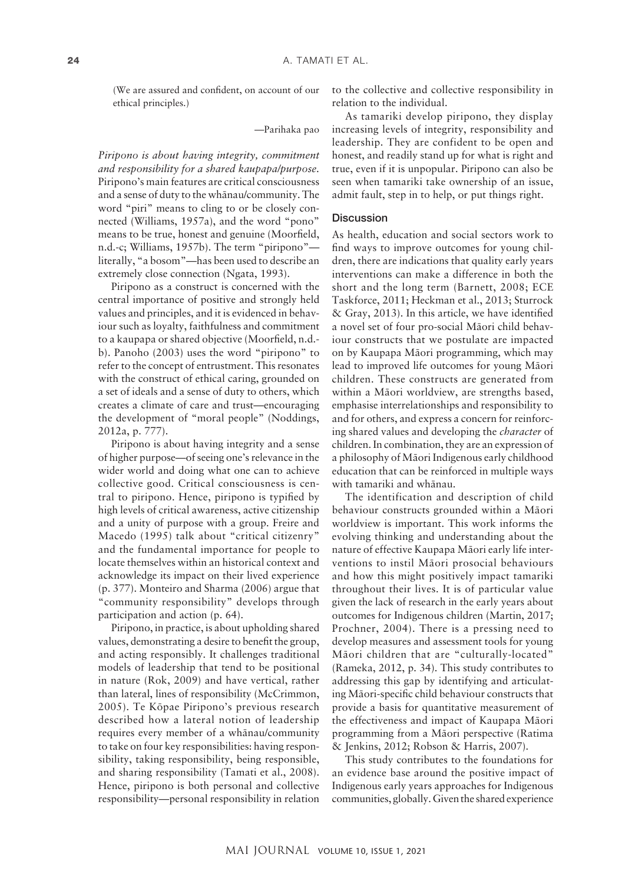(We are assured and confident, on account of our ethical principles.)

—Parihaka pao

*Piripono is about having integrity, commitment and responsibility for a shared kaupapa/purpose.* Piripono's main features are critical consciousness and a sense of duty to the whānau/community. The word "piri" means to cling to or be closely connected (Williams, 1957a), and the word "pono" means to be true, honest and genuine (Moorfield, n.d.-c; Williams, 1957b). The term "piripono"—literally, "a bosom"—has been used to describe an extremely close connection (Ngata, 1993).

Piripono as a construct is concerned with the central importance of positive and strongly held values and principles, and it is evidenced in behaviour such as loyalty, faithfulness and commitment to a kaupapa or shared objective (Moorfield, n.d.-b). Panoho (2003) uses the word "piripono" to refer to the concept of entrustment. This resonates with the construct of ethical caring, grounded on a set of ideals and a sense of duty to others, which creates a climate of care and trust—encouraging the development of "moral people" (Noddings, 2012a, p. 777).

Piripono is about having integrity and a sense of higher purpose—of seeing one's relevance in the wider world and doing what one can to achieve collective good. Critical consciousness is central to piripono. Hence, piripono is typified by high levels of critical awareness, active citizenship and a unity of purpose with a group. Freire and Macedo (1995) talk about "critical citizenry" and the fundamental importance for people to locate themselves within an historical context and acknowledge its impact on their lived experience (p. 377). Monteiro and Sharma (2006) argue that "community responsibility" develops through participation and action (p. 64).

Piripono, in practice, is about upholding shared values, demonstrating a desire to benefit the group, and acting responsibly. It challenges traditional models of leadership that tend to be positional in nature (Rok, 2009) and have vertical, rather than lateral, lines of responsibility (McCrimmon, 2005). Te Kōpae Piripono's previous research described how a lateral notion of leadership requires every member of a whānau/community to take on four key responsibilities: having responsibility, taking responsibility, being responsible, and sharing responsibility (Tamati et al., 2008). Hence, piripono is both personal and collective responsibility—personal responsibility in relation to the collective and collective responsibility in relation to the individual.

As tamariki develop piripono, they display increasing levels of integrity, responsibility and leadership. They are confident to be open and honest, and readily stand up for what is right and true, even if it is unpopular. Piripono can also be seen when tamariki take ownership of an issue, admit fault, step in to help, or put things right.

## Discussion

As health, education and social sectors work to find ways to improve outcomes for young children, there are indications that quality early years interventions can make a difference in both the short and the long term (Barnett, 2008; ECE Taskforce, 2011; Heckman et al., 2013; Sturrock & Gray, 2013). In this article, we have identified a novel set of four pro-social Māori child behaviour constructs that we postulate are impacted on by Kaupapa Māori programming, which may lead to improved life outcomes for young Māori children. These constructs are generated from within a Māori worldview, are strengths based, emphasise interrelationships and responsibility to and for others, and express a concern for reinforcing shared values and developing the *character* of children. In combination, they are an expression of a philosophy of Māori Indigenous early childhood education that can be reinforced in multiple ways with tamariki and whānau.

The identification and description of child behaviour constructs grounded within a Māori worldview is important. This work informs the evolving thinking and understanding about the nature of effective Kaupapa Māori early life interventions to instil Māori prosocial behaviours and how this might positively impact tamariki throughout their lives. It is of particular value given the lack of research in the early years about outcomes for Indigenous children (Martin, 2017; Prochner, 2004). There is a pressing need to develop measures and assessment tools for young Māori children that are "culturally-located" (Rameka, 2012, p. 34). This study contributes to addressing this gap by identifying and articulating Māori-specific child behaviour constructs that provide a basis for quantitative measurement of the effectiveness and impact of Kaupapa Māori programming from a Māori perspective (Ratima & Jenkins, 2012; Robson & Harris, 2007).

This study contributes to the foundations for an evidence base around the positive impact of Indigenous early years approaches for Indigenous communities, globally. Given the shared experience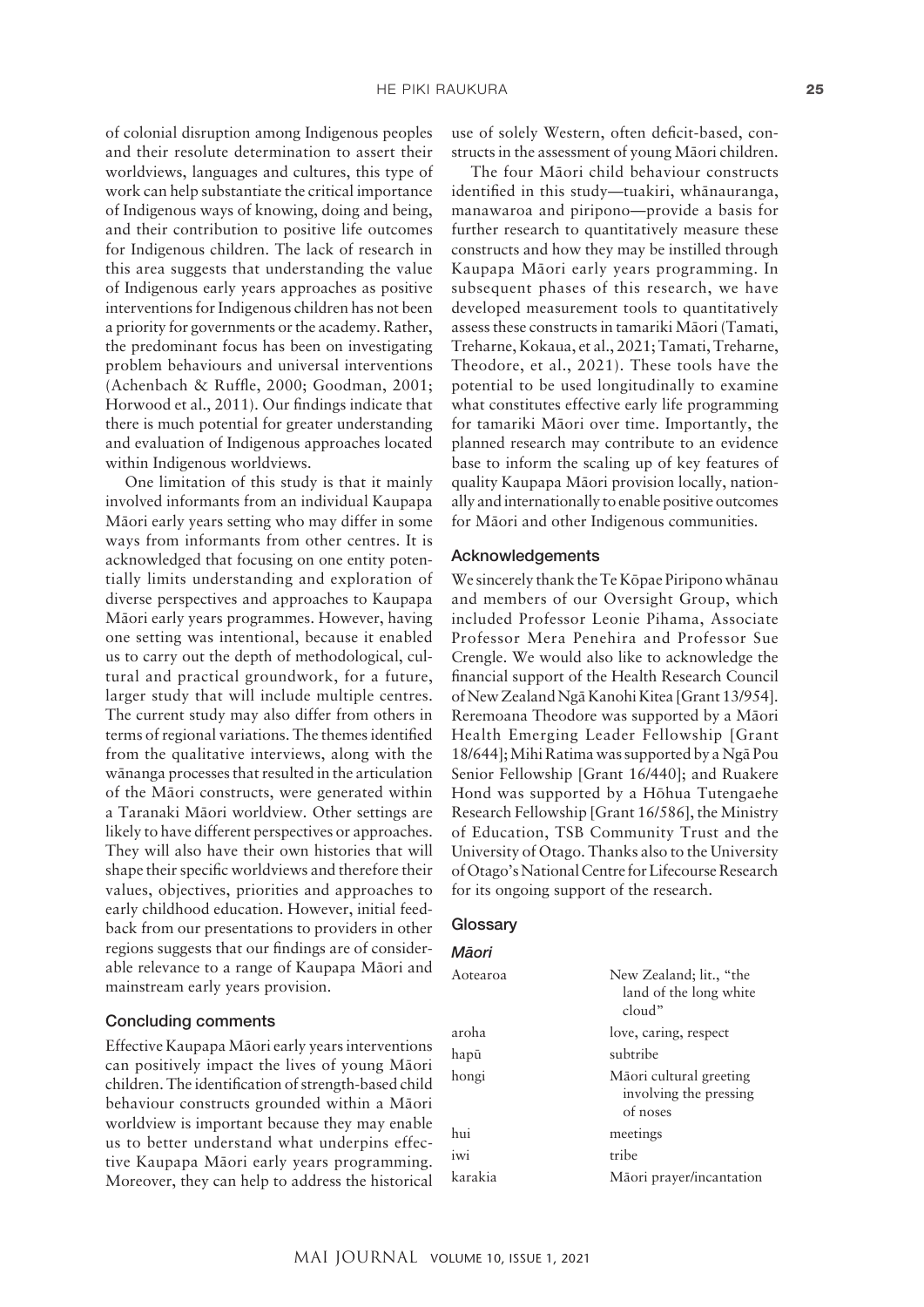of colonial disruption among Indigenous peoples and their resolute determination to assert their worldviews, languages and cultures, this type of work can help substantiate the critical importance of Indigenous ways of knowing, doing and being, and their contribution to positive life outcomes for Indigenous children. The lack of research in this area suggests that understanding the value of Indigenous early years approaches as positive interventions for Indigenous children has not been a priority for governments or the academy. Rather, the predominant focus has been on investigating problem behaviours and universal interventions (Achenbach & Ruffle, 2000; Goodman, 2001; Horwood et al., 2011). Our findings indicate that there is much potential for greater understanding and evaluation of Indigenous approaches located within Indigenous worldviews.

One limitation of this study is that it mainly involved informants from an individual Kaupapa Māori early years setting who may differ in some ways from informants from other centres. It is acknowledged that focusing on one entity potentially limits understanding and exploration of diverse perspectives and approaches to Kaupapa Māori early years programmes. However, having one setting was intentional, because it enabled us to carry out the depth of methodological, cultural and practical groundwork, for a future, larger study that will include multiple centres. The current study may also differ from others in terms of regional variations. The themes identified from the qualitative interviews, along with the wānanga processes that resulted in the articulation of the Māori constructs, were generated within a Taranaki Māori worldview. Other settings are likely to have different perspectives or approaches. They will also have their own histories that will shape their specific worldviews and therefore their values, objectives, priorities and approaches to early childhood education. However, initial feedback from our presentations to providers in other regions suggests that our findings are of considerable relevance to a range of Kaupapa Māori and mainstream early years provision.

## Concluding comments

Effective Kaupapa Māori early years interventions can positively impact the lives of young Māori children. The identification of strength-based child behaviour constructs grounded within a Māori worldview is important because they may enable us to better understand what underpins effective Kaupapa Māori early years programming. Moreover, they can help to address the historical use of solely Western, often deficit-based, constructs in the assessment of young Māori children.

The four Māori child behaviour constructs identified in this study—tuakiri, whānauranga, manawaroa and piripono—provide a basis for further research to quantitatively measure these constructs and how they may be instilled through Kaupapa Māori early years programming. In subsequent phases of this research, we have developed measurement tools to quantitatively assess these constructs in tamariki Māori (Tamati, Treharne, Kokaua, et al., 2021; Tamati, Treharne, Theodore, et al., 2021). These tools have the potential to be used longitudinally to examine what constitutes effective early life programming for tamariki Māori over time. Importantly, the planned research may contribute to an evidence base to inform the scaling up of key features of quality Kaupapa Māori provision locally, nationally and internationally to enable positive outcomes for Māori and other Indigenous communities.

## Acknowledgements

We sincerely thank the Te Kōpae Piripono whānau and members of our Oversight Group, which included Professor Leonie Pihama, Associate Professor Mera Penehira and Professor Sue Crengle. We would also like to acknowledge the financial support of the Health Research Council of New Zealand Ngā Kanohi Kitea [Grant 13/954]. Reremoana Theodore was supported by a Māori Health Emerging Leader Fellowship [Grant 18/644]; Mihi Ratima was supported by a Ngā Pou Senior Fellowship [Grant 16/440]; and Ruakere Hond was supported by a Hōhua Tutengaehe Research Fellowship [Grant 16/586], the Ministry of Education, TSB Community Trust and the University of Otago. Thanks also to the University of Otago's National Centre for Lifecourse Research for its ongoing support of the research.

## Glossary

### *Māori*

| | |
|---|---|
| Aotearoa | New Zealand; lit., "the land of the long white cloud" |
| aroha | love, caring, respect |
| hapū | subtribe |
| hongi | Māori cultural greeting involving the pressing of noses |
| hui | meetings |
| iwi | tribe |
| karakia | Māori prayer/incantation |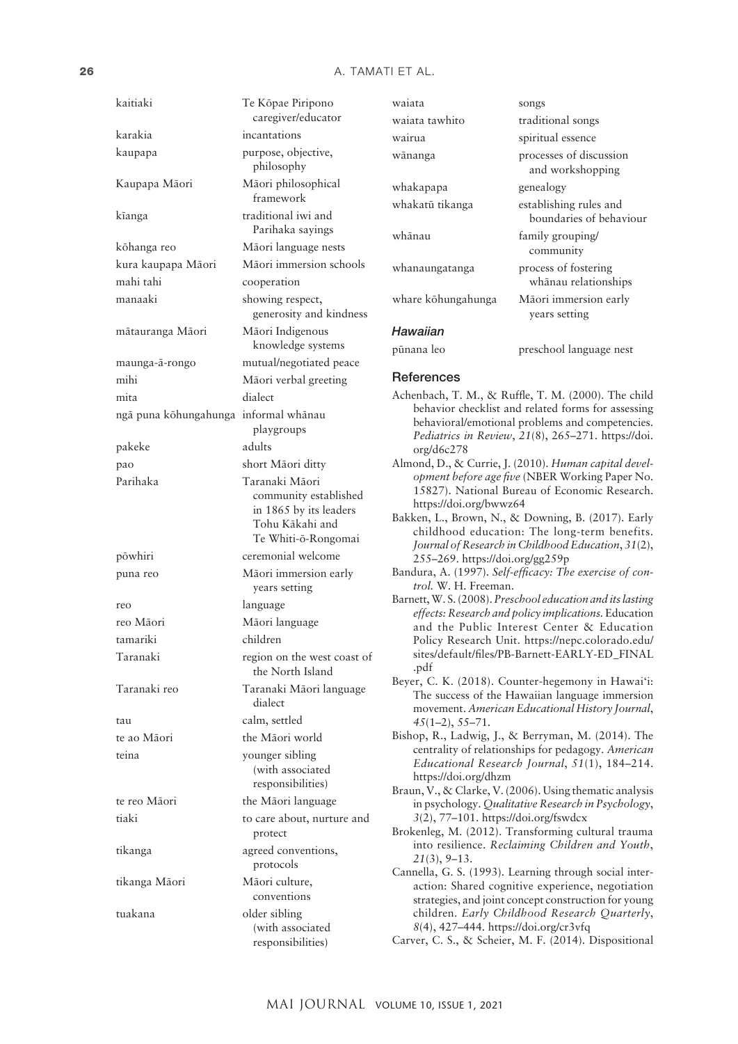| | |
|---|---|
| kaitiaki | Te Kōpae Piripono caregiver/educator |
| karakia | incantations |
| kaupapa | purpose, objective, philosophy |
| Kaupapa Māori | Māori philosophical framework |
| kīanga | traditional iwi and Parihaka sayings |
| kōhanga reo | Māori language nests |
| kura kaupapa Māori | Māori immersion schools |
| mahi tahi | cooperation |
| manaaki | showing respect, generosity and kindness |
| mātauranga Māori | Māori Indigenous knowledge systems |
| maunga-ā-rongo | mutual/negotiated peace |
| mihi | Māori verbal greeting |
| mita | dialect |
| ngā puna kōhungahunga | informal whānau playgroups |
| pakeke | adults |
| pao | short Māori ditty |
| Parihaka | Taranaki Māori community established in 1865 by its leaders Tohu Kākahi and Te Whiti-ō-Rongomai |
| pōwhiri | ceremonial welcome |
| puna reo | Māori immersion early years setting |
| reo | language |
| reo Māori | Māori language |
| tamariki | children |
| Taranaki | region on the west coast of the North Island |
| Taranaki reo | Taranaki Māori language dialect |
| tau | calm, settled |
| te ao Māori | the Māori world |
| teina | younger sibling (with associated responsibilities) |
| te reo Māori | the Māori language |
| tiaki | to care about, nurture and protect |
| tikanga | agreed conventions, protocols |
| tikanga Māori | Māori culture, conventions |
| tuakana | older sibling (with associated responsibilities) |
| waiata | songs |
| waiata tawhito | traditional songs |
| wairua | spiritual essence |
| wānanga | processes of discussion and workshopping |
| whakapapa | genealogy |
| whakatū tikanga | establishing rules and boundaries of behaviour |
| whānau | family grouping/community |
| whanaungatanga | process of fostering whānau relationships |
| whare kōhungahunga | Māori immersion early years setting |

### *Hawaiian*

| | |
|---|---|
| pūnana leo | preschool language nest |

## References

Achenbach, T. M., & Ruffle, T. M. (2000). The child behavior checklist and related forms for assessing behavioral/emotional problems and competencies. *Pediatrics in Review*, *21*(8), 265–271. https://doi.org/d6c278

Almond, D., & Currie, J. (2010). *Human capital development before age five* (NBER Working Paper No. 15827). National Bureau of Economic Research. https://doi.org/bwwz64

Bakken, L., Brown, N., & Downing, B. (2017). Early childhood education: The long-term benefits. *Journal of Research in Childhood Education*, *31*(2), 255–269. https://doi.org/gg259p

Bandura, A. (1997). *Self-efficacy: The exercise of control.* W. H. Freeman.

Barnett, W. S. (2008). *Preschool education and its lasting effects: Research and policy implications.* Education and the Public Interest Center & Education Policy Research Unit. https://nepc.colorado.edu/sites/default/files/PB-Barnett-EARLY-ED_FINAL.pdf

Beyer, C. K. (2018). Counter-hegemony in Hawai'i: The success of the Hawaiian language immersion movement. *American Educational History Journal*, *45*(1–2), 55–71.

Bishop, R., Ladwig, J., & Berryman, M. (2014). The centrality of relationships for pedagogy. *American Educational Research Journal*, *51*(1), 184–214. https://doi.org/dhzm

Braun, V., & Clarke, V. (2006). Using thematic analysis in psychology. *Qualitative Research in Psychology*, *3*(2), 77–101. https://doi.org/fswdcx

Brokenleg, M. (2012). Transforming cultural trauma into resilience. *Reclaiming Children and Youth*, *21*(3), 9–13.

Cannella, G. S. (1993). Learning through social interaction: Shared cognitive experience, negotiation strategies, and joint concept construction for young children. *Early Childhood Research Quarterly*, *8*(4), 427–444. https://doi.org/cr3vfq

Carver, C. S., & Scheier, M. F. (2014). Dispositional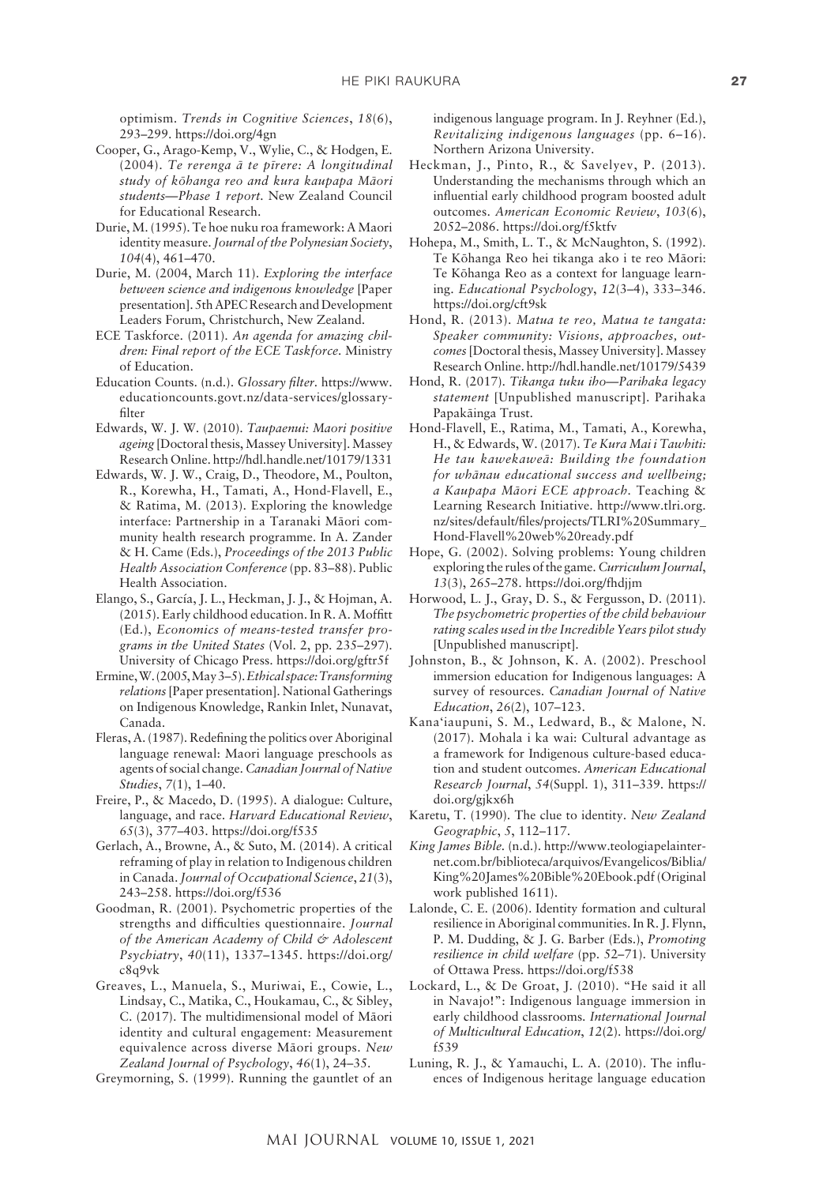optimism. *Trends in Cognitive Sciences*, *18*(6), 293–299. https://doi.org/4gn

Cooper, G., Arago-Kemp, V., Wylie, C., & Hodgen, E. (2004). *Te rerenga ā te pīrere: A longitudinal study of kōhanga reo and kura kaupapa Māori students—Phase 1 report.* New Zealand Council for Educational Research.

Durie, M. (1995). Te hoe nuku roa framework: A Maori identity measure. *Journal of the Polynesian Society*, *104*(4), 461–470.

Durie, M. (2004, March 11). *Exploring the interface between science and indigenous knowledge* [Paper presentation]. 5th APEC Research and Development Leaders Forum, Christchurch, New Zealand.

ECE Taskforce. (2011). *An agenda for amazing children: Final report of the ECE Taskforce.* Ministry of Education.

Education Counts. (n.d.). *Glossary filter*. https://www.educationcounts.govt.nz/data-services/glossary-filter

Edwards, W. J. W. (2010). *Taupaenui: Maori positive ageing* [Doctoral thesis, Massey University]. Massey Research Online. http://hdl.handle.net/10179/1331

Edwards, W. J. W., Craig, D., Theodore, M., Poulton, R., Korewha, H., Tamati, A., Hond-Flavell, E., & Ratima, M. (2013). Exploring the knowledge interface: Partnership in a Taranaki Māori community health research programme. In A. Zander & H. Came (Eds.), *Proceedings of the 2013 Public Health Association Conference* (pp. 83–88). Public Health Association.

Elango, S., García, J. L., Heckman, J. J., & Hojman, A. (2015). Early childhood education. In R. A. Moffitt (Ed.), *Economics of means-tested transfer programs in the United States* (Vol. 2, pp. 235–297). University of Chicago Press. https://doi.org/gftr5f

Ermine, W. (2005, May 3–5). *Ethical space: Transforming relations* [Paper presentation]. National Gatherings on Indigenous Knowledge, Rankin Inlet, Nunavat, Canada.

Fleras, A. (1987). Redefining the politics over Aboriginal language renewal: Maori language preschools as agents of social change. *Canadian Journal of Native Studies*, *7*(1), 1–40.

Freire, P., & Macedo, D. (1995). A dialogue: Culture, language, and race. *Harvard Educational Review*, *65*(3), 377–403. https://doi.org/f535

Gerlach, A., Browne, A., & Suto, M. (2014). A critical reframing of play in relation to Indigenous children in Canada. *Journal of Occupational Science*, *21*(3), 243–258. https://doi.org/f536

Goodman, R. (2001). Psychometric properties of the strengths and difficulties questionnaire. *Journal of the American Academy of Child & Adolescent Psychiatry*, *40*(11), 1337–1345. https://doi.org/c8q9vk

Greaves, L., Manuela, S., Muriwai, E., Cowie, L., Lindsay, C., Matika, C., Houkamau, C., & Sibley, C. (2017). The multidimensional model of Māori identity and cultural engagement: Measurement equivalence across diverse Māori groups. *New Zealand Journal of Psychology*, *46*(1), 24–35.

Greymorning, S. (1999). Running the gauntlet of an indigenous language program. In J. Reyhner (Ed.), *Revitalizing indigenous languages* (pp. 6–16). Northern Arizona University.

Heckman, J., Pinto, R., & Savelyev, P. (2013). Understanding the mechanisms through which an influential early childhood program boosted adult outcomes. *American Economic Review*, *103*(6), 2052–2086. https://doi.org/f5ktfv

Hohepa, M., Smith, L. T., & McNaughton, S. (1992). Te Kōhanga Reo hei tikanga ako i te reo Māori: Te Kōhanga Reo as a context for language learning. *Educational Psychology*, *12*(3–4), 333–346. https://doi.org/cft9sk

Hond, R. (2013). *Matua te reo, Matua te tangata: Speaker community: Visions, approaches, outcomes* [Doctoral thesis, Massey University]. Massey Research Online. http://hdl.handle.net/10179/5439

Hond, R. (2017). *Tikanga tuku iho—Parihaka legacy statement* [Unpublished manuscript]. Parihaka Papakāinga Trust.

Hond-Flavell, E., Ratima, M., Tamati, A., Korewha, H., & Edwards, W. (2017). *Te Kura Mai i Tawhiti: He tau kawekaweā: Building the foundation for whānau educational success and wellbeing; a Kaupapa Māori ECE approach.* Teaching & Learning Research Initiative. http://www.tlri.org.nz/sites/default/files/projects/TLRI%20Summary_Hond-Flavell%20web%20ready.pdf

Hope, G. (2002). Solving problems: Young children exploring the rules of the game. *Curriculum Journal*, *13*(3), 265–278. https://doi.org/fhdjjm

Horwood, L. J., Gray, D. S., & Fergusson, D. (2011). *The psychometric properties of the child behaviour rating scales used in the Incredible Years pilot study* [Unpublished manuscript].

Johnston, B., & Johnson, K. A. (2002). Preschool immersion education for Indigenous languages: A survey of resources. *Canadian Journal of Native Education*, *26*(2), 107–123.

Kana'iaupuni, S. M., Ledward, B., & Malone, N. (2017). Mohala i ka wai: Cultural advantage as a framework for Indigenous culture-based education and student outcomes. *American Educational Research Journal*, *54*(Suppl. 1), 311–339. https://doi.org/gjkx6h

Karetu, T. (1990). The clue to identity. *New Zealand Geographic*, *5*, 112–117.

*King James Bible.* (n.d.). http://www.teologiapelainternet.com.br/biblioteca/arquivos/Evangelicos/Biblia/King%20James%20Bible%20Ebook.pdf (Original work published 1611).

Lalonde, C. E. (2006). Identity formation and cultural resilience in Aboriginal communities. In R. J. Flynn, P. M. Dudding, & J. G. Barber (Eds.), *Promoting resilience in child welfare* (pp. 52–71). University of Ottawa Press. https://doi.org/f538

Lockard, L., & De Groat, J. (2010). "He said it all in Navajo!": Indigenous language immersion in early childhood classrooms. *International Journal of Multicultural Education*, *12*(2). https://doi.org/f539

Luning, R. J., & Yamauchi, L. A. (2010). The influences of Indigenous heritage language education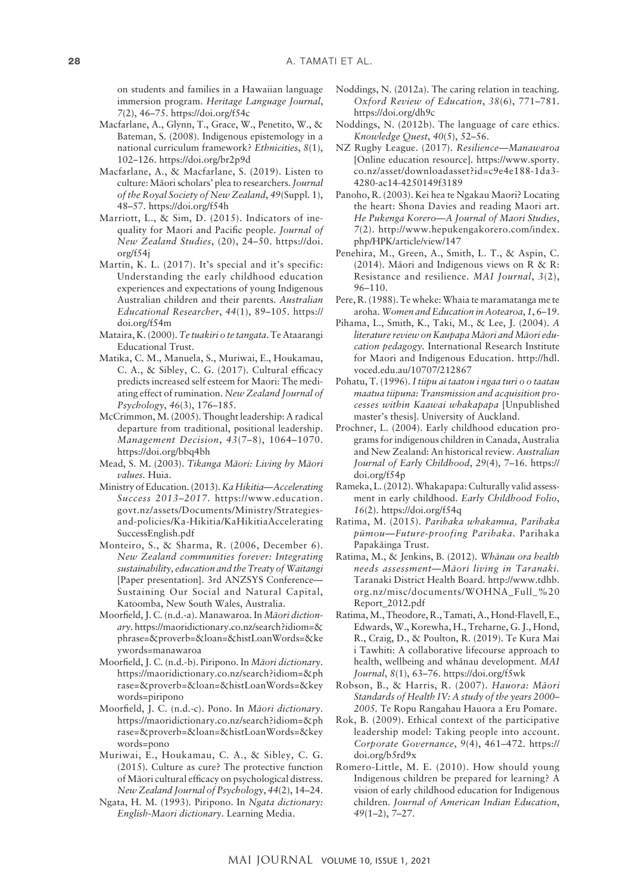on students and families in a Hawaiian language immersion program. *Heritage Language Journal*, *7*(2), 46–75. https://doi.org/f54c

Macfarlane, A., Glynn, T., Grace, W., Penetito, W., & Bateman, S. (2008). Indigenous epistemology in a national curriculum framework? *Ethnicities*, *8*(1), 102–126. https://doi.org/br2p9d

Macfarlane, A., & Macfarlane, S. (2019). Listen to culture: Māori scholars' plea to researchers. *Journal of the Royal Society of New Zealand*, *49*(Suppl. 1), 48–57. https://doi.org/f54h

Marriott, L., & Sim, D. (2015). Indicators of inequality for Maori and Pacific people. *Journal of New Zealand Studies*, (20), 24–50. https://doi.org/f54j

Martin, K. L. (2017). It's special and it's specific: Understanding the early childhood education experiences and expectations of young Indigenous Australian children and their parents. *Australian Educational Researcher*, *44*(1), 89–105. https://doi.org/f54m

Mataira, K. (2000). *Te tuakiri o te tangata*. Te Ataarangi Educational Trust.

Matika, C. M., Manuela, S., Muriwai, E., Houkamau, C. A., & Sibley, C. G. (2017). Cultural efficacy predicts increased self esteem for Maori: The mediating effect of rumination. *New Zealand Journal of Psychology*, *46*(3), 176–185.

McCrimmon, M. (2005). Thought leadership: A radical departure from traditional, positional leadership. *Management Decision*, *43*(7–8), 1064–1070. https://doi.org/bbq4bh

Mead, S. M. (2003). *Tikanga Māori: Living by Māori values*. Huia.

Ministry of Education. (2013). *Ka Hikitia—Accelerating Success 2013–2017*. https://www.education.govt.nz/assets/Documents/Ministry/Strategies-and-policies/Ka-Hikitia/KaHikitiaAccelerating SuccessEnglish.pdf

Monteiro, S., & Sharma, R. (2006, December 6). *New Zealand communities forever: Integrating sustainability, education and the Treaty of Waitangi* [Paper presentation]. 3rd ANZSYS Conference—Sustaining Our Social and Natural Capital, Katoomba, New South Wales, Australia.

Moorfield, J. C. (n.d.-a). Manawaroa. In *Māori dictionary*. https://maoridictionary.co.nz/search?idiom=&phrase=&proverb=&loan=&histLoanWords=&keywords=manawaroa

Moorfield, J. C. (n.d.-b). Piripono. In *Māori dictionary*. https://maoridictionary.co.nz/search?idiom=&phrase=&proverb=&loan=&histLoanWords=&keywords=piripono

Moorfield, J. C. (n.d.-c). Pono. In *Māori dictionary*. https://maoridictionary.co.nz/search?idiom=&phrase=&proverb=&loan=&histLoanWords=&keywords=pono

Muriwai, E., Houkamau, C. A., & Sibley, C. G. (2015). Culture as cure? The protective function of Māori cultural efficacy on psychological distress. *New Zealand Journal of Psychology*, *44*(2), 14–24.

Ngata, H. M. (1993). Piripono. In *Ngata dictionary: English-Maori dictionary*. Learning Media.

Noddings, N. (2012a). The caring relation in teaching. *Oxford Review of Education*, *38*(6), 771–781. https://doi.org/dh9c

Noddings, N. (2012b). The language of care ethics. *Knowledge Quest*, *40*(5), 52–56.

NZ Rugby League. (2017). *Resilience—Manawaroa* [Online education resource]. https://www.sporty.co.nz/asset/downloadasset?id=c9e4e188-1da3-4280-ac14-4250149f3189

Panoho, R. (2003). Kei hea te Ngakau Maori? Locating the heart: Shona Davies and reading Maori art. *He Pukenga Korero—A Journal of Maori Studies*, *7*(2). http://www.hepukengakorero.com/index.php/HPK/article/view/147

Penehira, M., Green, A., Smith, L. T., & Aspin, C. (2014). Māori and Indigenous views on R & R: Resistance and resilience. *MAI Journal*, *3*(2), 96–110.

Pere, R. (1988). Te wheke: Whaia te maramatanga me te aroha. *Women and Education in Aotearoa*, *1*, 6–19.

Pihama, L., Smith, K., Taki, M., & Lee, J. (2004). *A literature review on Kaupapa Māori and Māori education pedagogy*. International Research Institute for Maori and Indigenous Education. http://hdl.voced.edu.au/10707/212867

Pohatu, T. (1996). *I tiipu ai taatou i ngaa turi o o taatau maatua tiipuna: Transmission and acquisition processes within Kaawai whakapapa* [Unpublished master's thesis]. University of Auckland.

Prochner, L. (2004). Early childhood education programs for indigenous children in Canada, Australia and New Zealand: An historical review. *Australian Journal of Early Childhood*, *29*(4), 7–16. https://doi.org/f54p

Rameka, L. (2012). Whakapapa: Culturally valid assessment in early childhood. *Early Childhood Folio*, *16*(2). https://doi.org/f54q

Ratima, M. (2015). *Parihaka whakamua, Parihaka pūmou—Future-proofing Parihaka*. Parihaka Papakāinga Trust.

Ratima, M., & Jenkins, B. (2012). *Whānau ora health needs assessment—Māori living in Taranaki*. Taranaki District Health Board. http://www.tdhb.org.nz/misc/documents/WOHNA_Full_%20Report_2012.pdf

Ratima, M., Theodore, R., Tamati, A., Hond-Flavell, E., Edwards, W., Korewha, H., Treharne, G. J., Hond, R., Craig, D., & Poulton, R. (2019). Te Kura Mai i Tawhiti: A collaborative lifecourse approach to health, wellbeing and whānau development. *MAI Journal*, *8*(1), 63–76. https://doi.org/f5wk

Robson, B., & Harris, R. (2007). *Hauora: Māori Standards of Health IV: A study of the years 2000–2005*. Te Ropu Rangahau Hauora a Eru Pomare.

Rok, B. (2009). Ethical context of the participative leadership model: Taking people into account. *Corporate Governance*, *9*(4), 461–472. https://doi.org/b5rd9x

Romero-Little, M. E. (2010). How should young Indigenous children be prepared for learning? A vision of early childhood education for Indigenous children. *Journal of American Indian Education*, *49*(1–2), 7–27.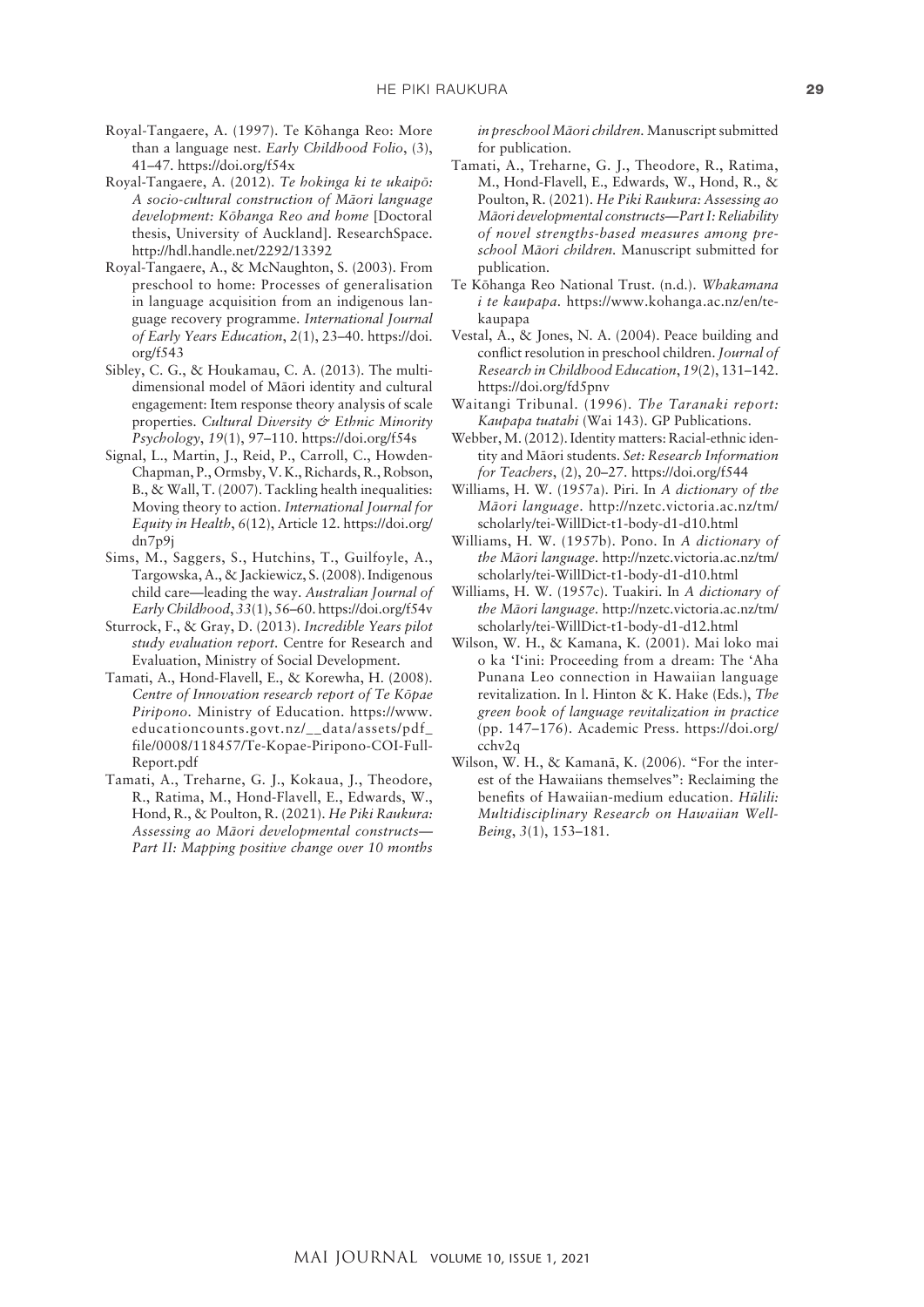Royal-Tangaere, A. (1997). Te Kōhanga Reo: More than a language nest. *Early Childhood Folio*, (3), 41–47. https://doi.org/f54x

Royal-Tangaere, A. (2012). *Te hokinga ki te ukaipō: A socio-cultural construction of Māori language development: Kōhanga Reo and home* [Doctoral thesis, University of Auckland]. ResearchSpace. http://hdl.handle.net/2292/13392

Royal-Tangaere, A., & McNaughton, S. (2003). From preschool to home: Processes of generalisation in language acquisition from an indigenous language recovery programme. *International Journal of Early Years Education*, *2*(1), 23–40. https://doi.org/f543

Sibley, C. G., & Houkamau, C. A. (2013). The multidimensional model of Māori identity and cultural engagement: Item response theory analysis of scale properties. *Cultural Diversity & Ethnic Minority Psychology*, *19*(1), 97–110. https://doi.org/f54s

Signal, L., Martin, J., Reid, P., Carroll, C., Howden-Chapman, P., Ormsby, V. K., Richards, R., Robson, B., & Wall, T. (2007). Tackling health inequalities: Moving theory to action. *International Journal for Equity in Health*, *6*(12), Article 12. https://doi.org/dn7p9j

Sims, M., Saggers, S., Hutchins, T., Guilfoyle, A., Targowska, A., & Jackiewicz, S. (2008). Indigenous child care—leading the way. *Australian Journal of Early Childhood*, *33*(1), 56–60. https://doi.org/f54v

Sturrock, F., & Gray, D. (2013). *Incredible Years pilot study evaluation report*. Centre for Research and Evaluation, Ministry of Social Development.

Tamati, A., Hond-Flavell, E., & Korewha, H. (2008). *Centre of Innovation research report of Te Kōpae Piripono*. Ministry of Education. https://www.educationcounts.govt.nz/__data/assets/pdf_file/0008/118457/Te-Kopae-Piripono-COI-Full-Report.pdf

Tamati, A., Treharne, G. J., Kokaua, J., Theodore, R., Ratima, M., Hond-Flavell, E., Edwards, W., Hond, R., & Poulton, R. (2021). *He Piki Raukura: Assessing ao Māori developmental constructs—Part II: Mapping positive change over 10 months in preschool Māori children*. Manuscript submitted for publication.

Tamati, A., Treharne, G. J., Theodore, R., Ratima, M., Hond-Flavell, E., Edwards, W., Hond, R., & Poulton, R. (2021). *He Piki Raukura: Assessing ao Māori developmental constructs—Part I: Reliability of novel strengths-based measures among preschool Māori children*. Manuscript submitted for publication.

Te Kōhanga Reo National Trust. (n.d.). *Whakamana i te kaupapa*. https://www.kohanga.ac.nz/en/te-kaupapa

Vestal, A., & Jones, N. A. (2004). Peace building and conflict resolution in preschool children. *Journal of Research in Childhood Education*, *19*(2), 131–142. https://doi.org/fd5pnv

Waitangi Tribunal. (1996). *The Taranaki report: Kaupapa tuatahi* (Wai 143). GP Publications.

Webber, M. (2012). Identity matters: Racial-ethnic identity and Māori students. *Set: Research Information for Teachers*, (2), 20–27. https://doi.org/f544

Williams, H. W. (1957a). Piri. In *A dictionary of the Māori language*. http://nzetc.victoria.ac.nz/tm/scholarly/tei-WillDict-t1-body-d1-d10.html

Williams, H. W. (1957b). Pono. In *A dictionary of the Māori language*. http://nzetc.victoria.ac.nz/tm/scholarly/tei-WillDict-t1-body-d1-d10.html

Williams, H. W. (1957c). Tuakiri. In *A dictionary of the Māori language*. http://nzetc.victoria.ac.nz/tm/scholarly/tei-WillDict-t1-body-d1-d12.html

Wilson, W. H., & Kamana, K. (2001). Mai loko mai o ka 'I'ini: Proceeding from a dream: The 'Aha Punana Leo connection in Hawaiian language revitalization. In l. Hinton & K. Hake (Eds.), *The green book of language revitalization in practice* (pp. 147–176). Academic Press. https://doi.org/cchv2q

Wilson, W. H., & Kamanā, K. (2006). "For the interest of the Hawaiians themselves": Reclaiming the benefits of Hawaiian-medium education. *Hūlili: Multidisciplinary Research on Hawaiian Well-Being*, *3*(1), 153–181.